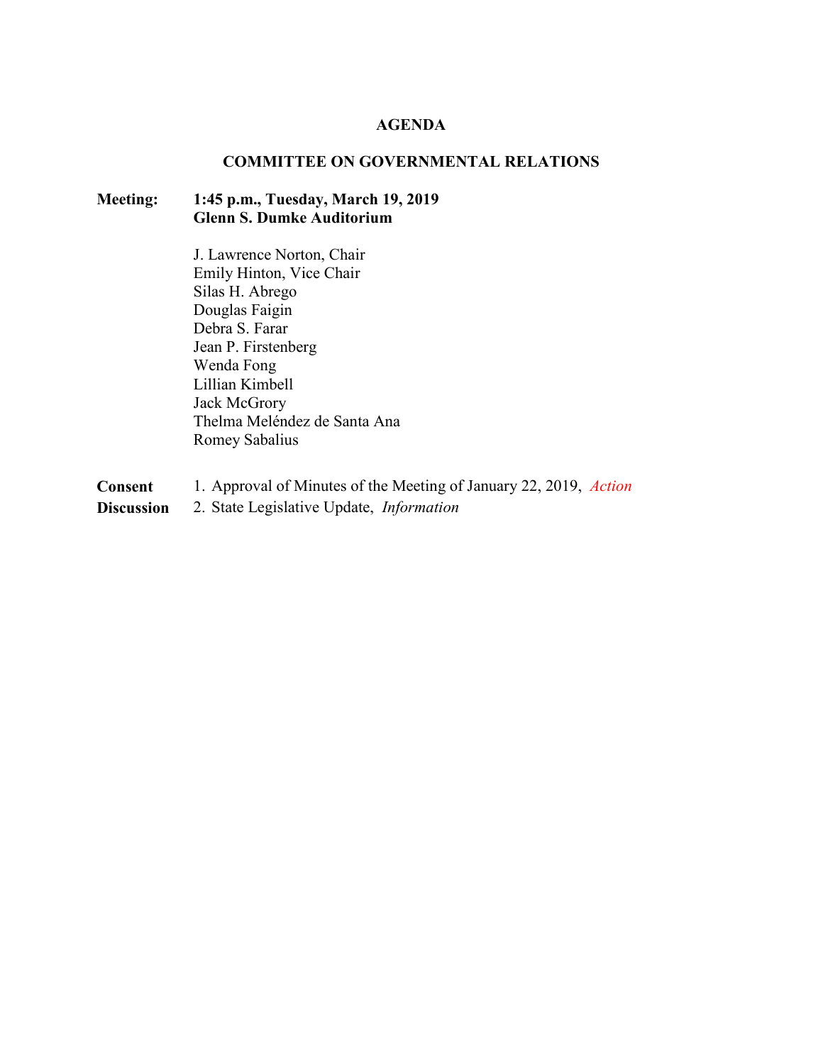# AGENDA

## COMMITTEE ON GOVERNMENTAL RELATIONS

**Meeting:** **1:45 p.m., Tuesday, March 19, 2019**
**Glenn S. Dumke Auditorium**

J. Lawrence Norton, Chair
Emily Hinton, Vice Chair
Silas H. Abrego
Douglas Faigin
Debra S. Farar
Jean P. Firstenberg
Wenda Fong
Lillian Kimbell
Jack McGrory
Thelma Meléndez de Santa Ana
Romey Sabalius

**Consent** 1. Approval of Minutes of the Meeting of January 22, 2019, *Action*

**Discussion** 2. State Legislative Update, *Information*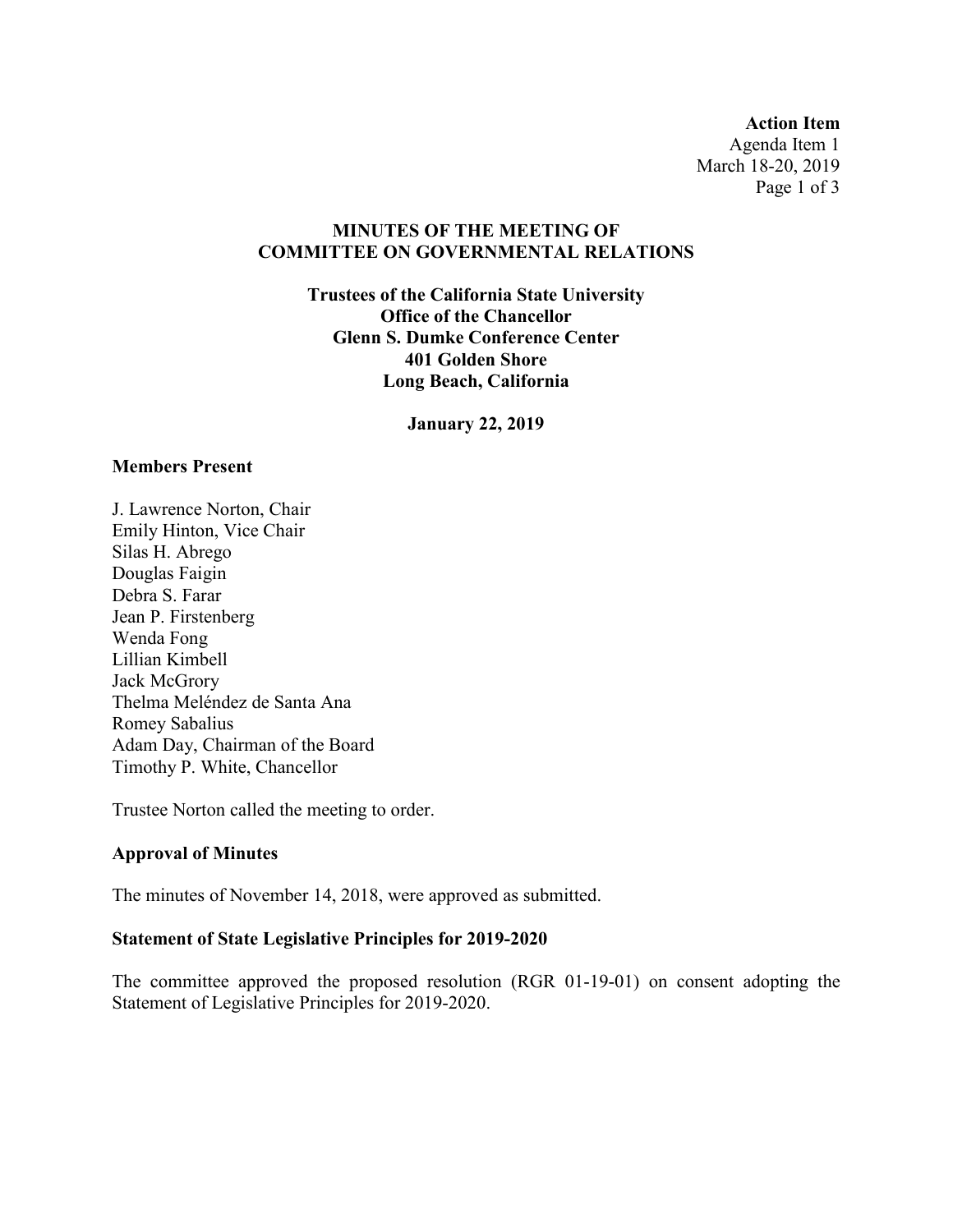**Action Item**
Agenda Item 1
March 18-20, 2019

**MINUTES OF THE MEETING OF**
**COMMITTEE ON GOVERNMENTAL RELATIONS**

**Trustees of the California State University**
**Office of the Chancellor**
**Glenn S. Dumke Conference Center**
**401 Golden Shore**
**Long Beach, California**

**January 22, 2019**

### Members Present

J. Lawrence Norton, Chair
Emily Hinton, Vice Chair
Silas H. Abrego
Douglas Faigin
Debra S. Farar
Jean P. Firstenberg
Wenda Fong
Lillian Kimbell
Jack McGrory
Thelma Meléndez de Santa Ana
Romey Sabalius
Adam Day, Chairman of the Board
Timothy P. White, Chancellor

Trustee Norton called the meeting to order.

### Approval of Minutes

The minutes of November 14, 2018, were approved as submitted.

### Statement of State Legislative Principles for 2019-2020

The committee approved the proposed resolution (RGR 01-19-01) on consent adopting the Statement of Legislative Principles for 2019-2020.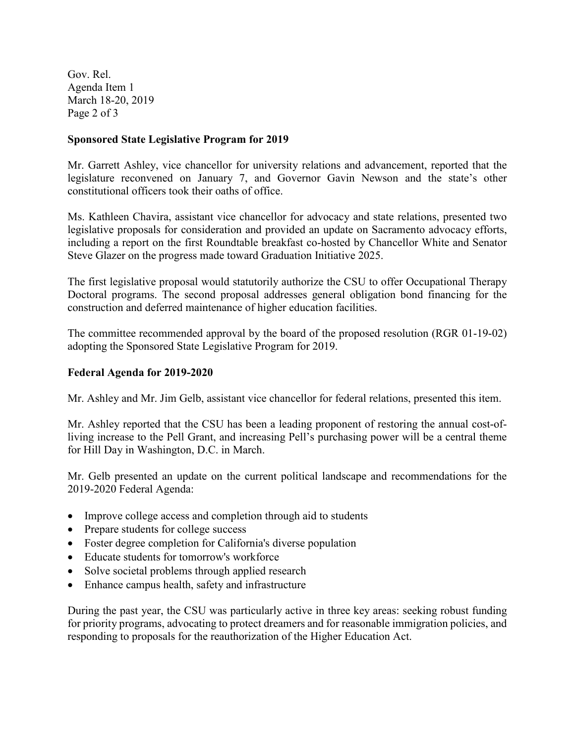## Sponsored State Legislative Program for 2019

Mr. Garrett Ashley, vice chancellor for university relations and advancement, reported that the legislature reconvened on January 7, and Governor Gavin Newson and the state's other constitutional officers took their oaths of office.

Ms. Kathleen Chavira, assistant vice chancellor for advocacy and state relations, presented two legislative proposals for consideration and provided an update on Sacramento advocacy efforts, including a report on the first Roundtable breakfast co-hosted by Chancellor White and Senator Steve Glazer on the progress made toward Graduation Initiative 2025.

The first legislative proposal would statutorily authorize the CSU to offer Occupational Therapy Doctoral programs. The second proposal addresses general obligation bond financing for the construction and deferred maintenance of higher education facilities.

The committee recommended approval by the board of the proposed resolution (RGR 01-19-02) adopting the Sponsored State Legislative Program for 2019.

## Federal Agenda for 2019-2020

Mr. Ashley and Mr. Jim Gelb, assistant vice chancellor for federal relations, presented this item.

Mr. Ashley reported that the CSU has been a leading proponent of restoring the annual cost-of-living increase to the Pell Grant, and increasing Pell's purchasing power will be a central theme for Hill Day in Washington, D.C. in March.

Mr. Gelb presented an update on the current political landscape and recommendations for the 2019-2020 Federal Agenda:

- Improve college access and completion through aid to students
- Prepare students for college success
- Foster degree completion for California's diverse population
- Educate students for tomorrow's workforce
- Solve societal problems through applied research
- Enhance campus health, safety and infrastructure

During the past year, the CSU was particularly active in three key areas: seeking robust funding for priority programs, advocating to protect dreamers and for reasonable immigration policies, and responding to proposals for the reauthorization of the Higher Education Act.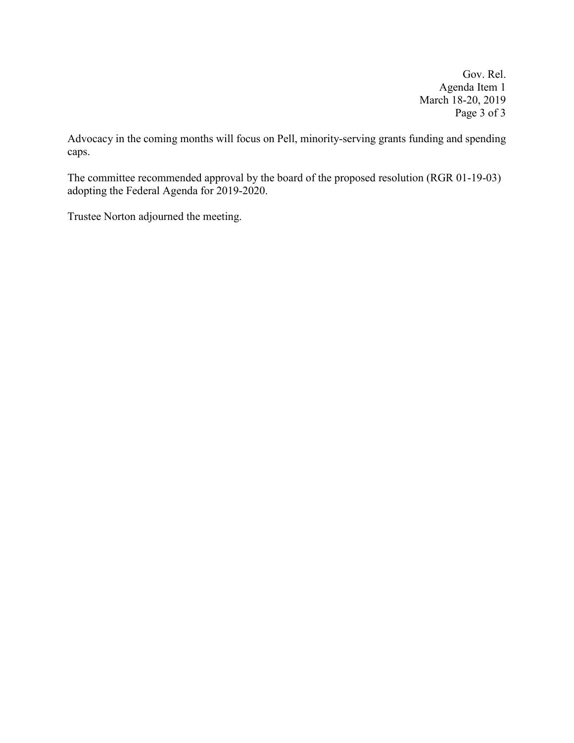Advocacy in the coming months will focus on Pell, minority-serving grants funding and spending caps.

The committee recommended approval by the board of the proposed resolution (RGR 01-19-03) adopting the Federal Agenda for 2019-2020.

Trustee Norton adjourned the meeting.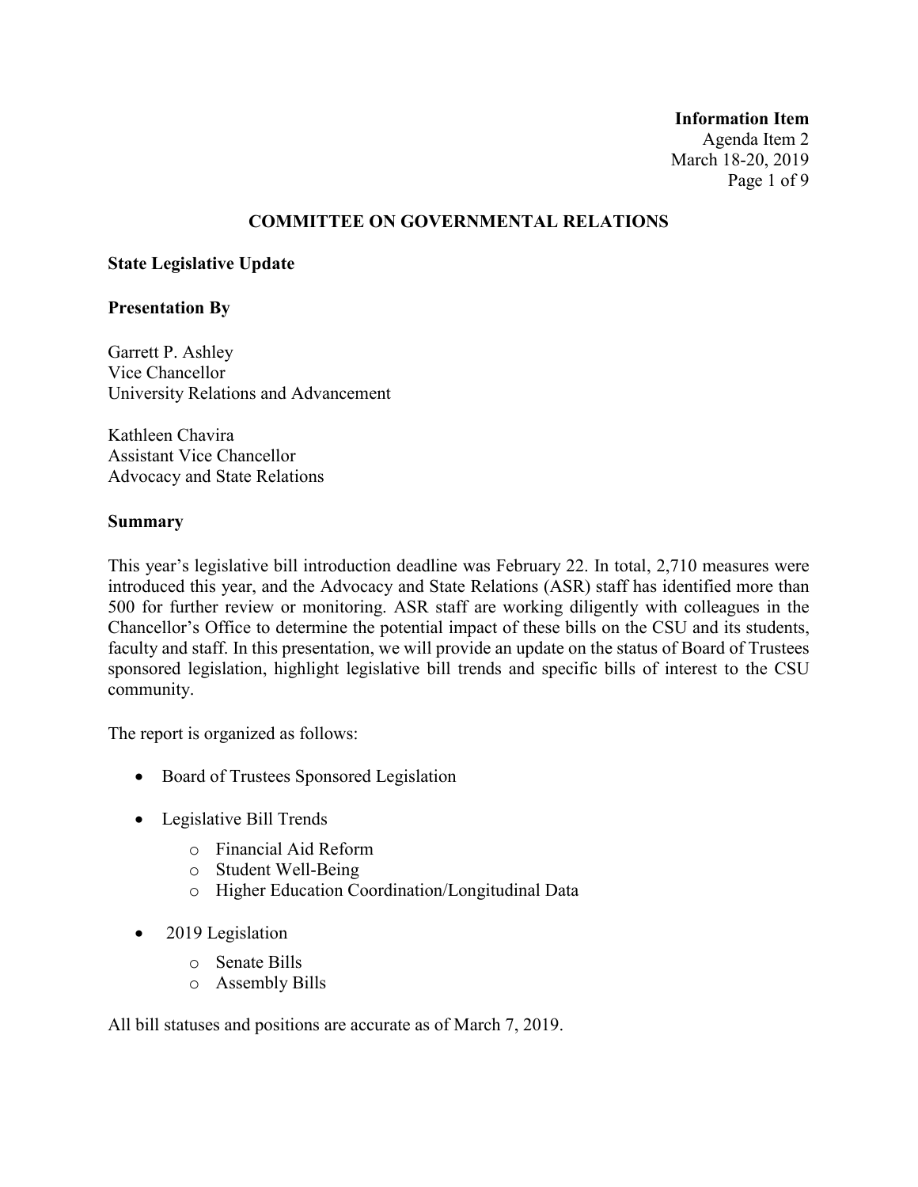**Information Item**
Agenda Item 2
March 18-20, 2019

## COMMITTEE ON GOVERNMENTAL RELATIONS

### State Legislative Update

### Presentation By

Garrett P. Ashley
Vice Chancellor
University Relations and Advancement

Kathleen Chavira
Assistant Vice Chancellor
Advocacy and State Relations

### Summary

This year's legislative bill introduction deadline was February 22. In total, 2,710 measures were introduced this year, and the Advocacy and State Relations (ASR) staff has identified more than 500 for further review or monitoring. ASR staff are working diligently with colleagues in the Chancellor's Office to determine the potential impact of these bills on the CSU and its students, faculty and staff. In this presentation, we will provide an update on the status of Board of Trustees sponsored legislation, highlight legislative bill trends and specific bills of interest to the CSU community.

The report is organized as follows:

- Board of Trustees Sponsored Legislation
- Legislative Bill Trends
  - Financial Aid Reform
  - Student Well-Being
  - Higher Education Coordination/Longitudinal Data
- 2019 Legislation
  - Senate Bills
  - Assembly Bills

All bill statuses and positions are accurate as of March 7, 2019.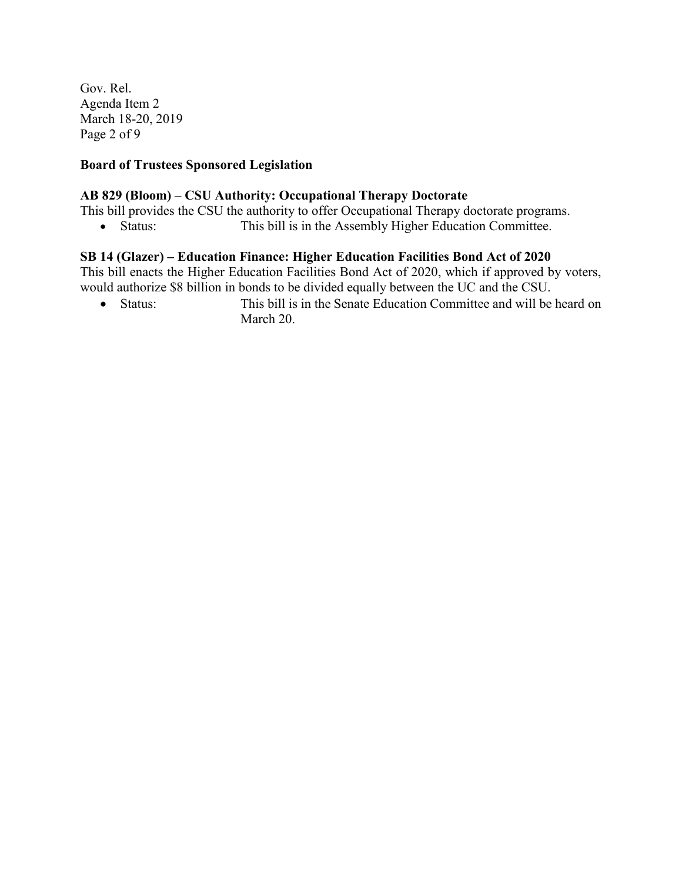## Board of Trustees Sponsored Legislation

### AB 829 (Bloom) – CSU Authority: Occupational Therapy Doctorate

This bill provides the CSU the authority to offer Occupational Therapy doctorate programs.

- Status: This bill is in the Assembly Higher Education Committee.

### SB 14 (Glazer) – Education Finance: Higher Education Facilities Bond Act of 2020

This bill enacts the Higher Education Facilities Bond Act of 2020, which if approved by voters, would authorize $8 billion in bonds to be divided equally between the UC and the CSU.

- Status: This bill is in the Senate Education Committee and will be heard on March 20.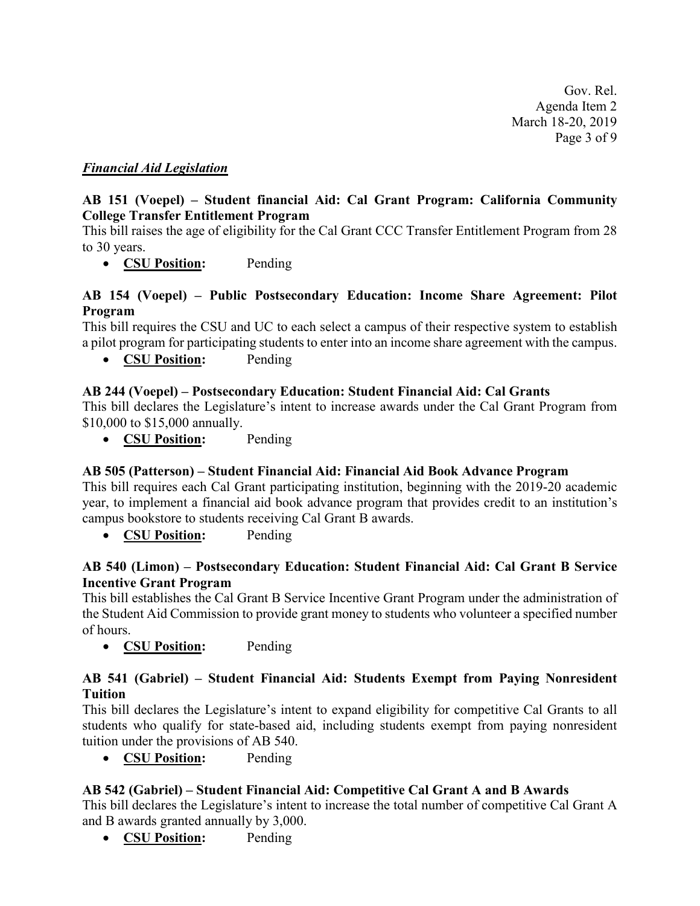***Financial Aid Legislation***

**AB 151 (Voepel) – Student financial Aid: Cal Grant Program: California Community College Transfer Entitlement Program**

This bill raises the age of eligibility for the Cal Grant CCC Transfer Entitlement Program from 28 to 30 years.

- **CSU Position:** Pending

**AB 154 (Voepel) – Public Postsecondary Education: Income Share Agreement: Pilot Program**

This bill requires the CSU and UC to each select a campus of their respective system to establish a pilot program for participating students to enter into an income share agreement with the campus.

- **CSU Position:** Pending

**AB 244 (Voepel) – Postsecondary Education: Student Financial Aid: Cal Grants**

This bill declares the Legislature's intent to increase awards under the Cal Grant Program from $10,000 to $15,000 annually.

- **CSU Position:** Pending

**AB 505 (Patterson) – Student Financial Aid: Financial Aid Book Advance Program**

This bill requires each Cal Grant participating institution, beginning with the 2019-20 academic year, to implement a financial aid book advance program that provides credit to an institution's campus bookstore to students receiving Cal Grant B awards.

- **CSU Position:** Pending

**AB 540 (Limon) – Postsecondary Education: Student Financial Aid: Cal Grant B Service Incentive Grant Program**

This bill establishes the Cal Grant B Service Incentive Grant Program under the administration of the Student Aid Commission to provide grant money to students who volunteer a specified number of hours.

- **CSU Position:** Pending

**AB 541 (Gabriel) – Student Financial Aid: Students Exempt from Paying Nonresident Tuition**

This bill declares the Legislature's intent to expand eligibility for competitive Cal Grants to all students who qualify for state-based aid, including students exempt from paying nonresident tuition under the provisions of AB 540.

- **CSU Position:** Pending

**AB 542 (Gabriel) – Student Financial Aid: Competitive Cal Grant A and B Awards**

This bill declares the Legislature's intent to increase the total number of competitive Cal Grant A and B awards granted annually by 3,000.

- **CSU Position:** Pending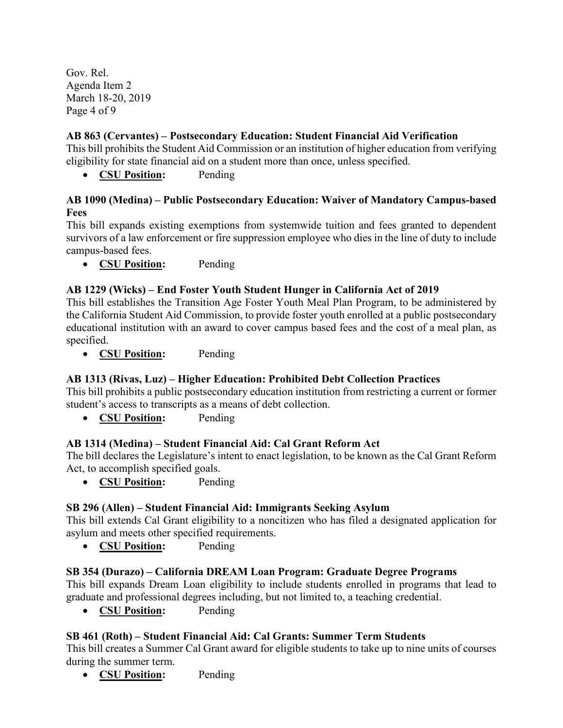**AB 863 (Cervantes) – Postsecondary Education: Student Financial Aid Verification**

This bill prohibits the Student Aid Commission or an institution of higher education from verifying eligibility for state financial aid on a student more than once, unless specified.

- **CSU Position:** Pending

**AB 1090 (Medina) – Public Postsecondary Education: Waiver of Mandatory Campus-based Fees**

This bill expands existing exemptions from systemwide tuition and fees granted to dependent survivors of a law enforcement or fire suppression employee who dies in the line of duty to include campus-based fees.

- **CSU Position:** Pending

**AB 1229 (Wicks) – End Foster Youth Student Hunger in California Act of 2019**

This bill establishes the Transition Age Foster Youth Meal Plan Program, to be administered by the California Student Aid Commission, to provide foster youth enrolled at a public postsecondary educational institution with an award to cover campus based fees and the cost of a meal plan, as specified.

- **CSU Position:** Pending

**AB 1313 (Rivas, Luz) – Higher Education: Prohibited Debt Collection Practices**

This bill prohibits a public postsecondary education institution from restricting a current or former student's access to transcripts as a means of debt collection.

- **CSU Position:** Pending

**AB 1314 (Medina) – Student Financial Aid: Cal Grant Reform Act**

The bill declares the Legislature's intent to enact legislation, to be known as the Cal Grant Reform Act, to accomplish specified goals.

- **CSU Position:** Pending

**SB 296 (Allen) – Student Financial Aid: Immigrants Seeking Asylum**

This bill extends Cal Grant eligibility to a noncitizen who has filed a designated application for asylum and meets other specified requirements.

- **CSU Position:** Pending

**SB 354 (Durazo) – California DREAM Loan Program: Graduate Degree Programs**

This bill expands Dream Loan eligibility to include students enrolled in programs that lead to graduate and professional degrees including, but not limited to, a teaching credential.

- **CSU Position:** Pending

**SB 461 (Roth) – Student Financial Aid: Cal Grants: Summer Term Students**

This bill creates a Summer Cal Grant award for eligible students to take up to nine units of courses during the summer term.

- **CSU Position:** Pending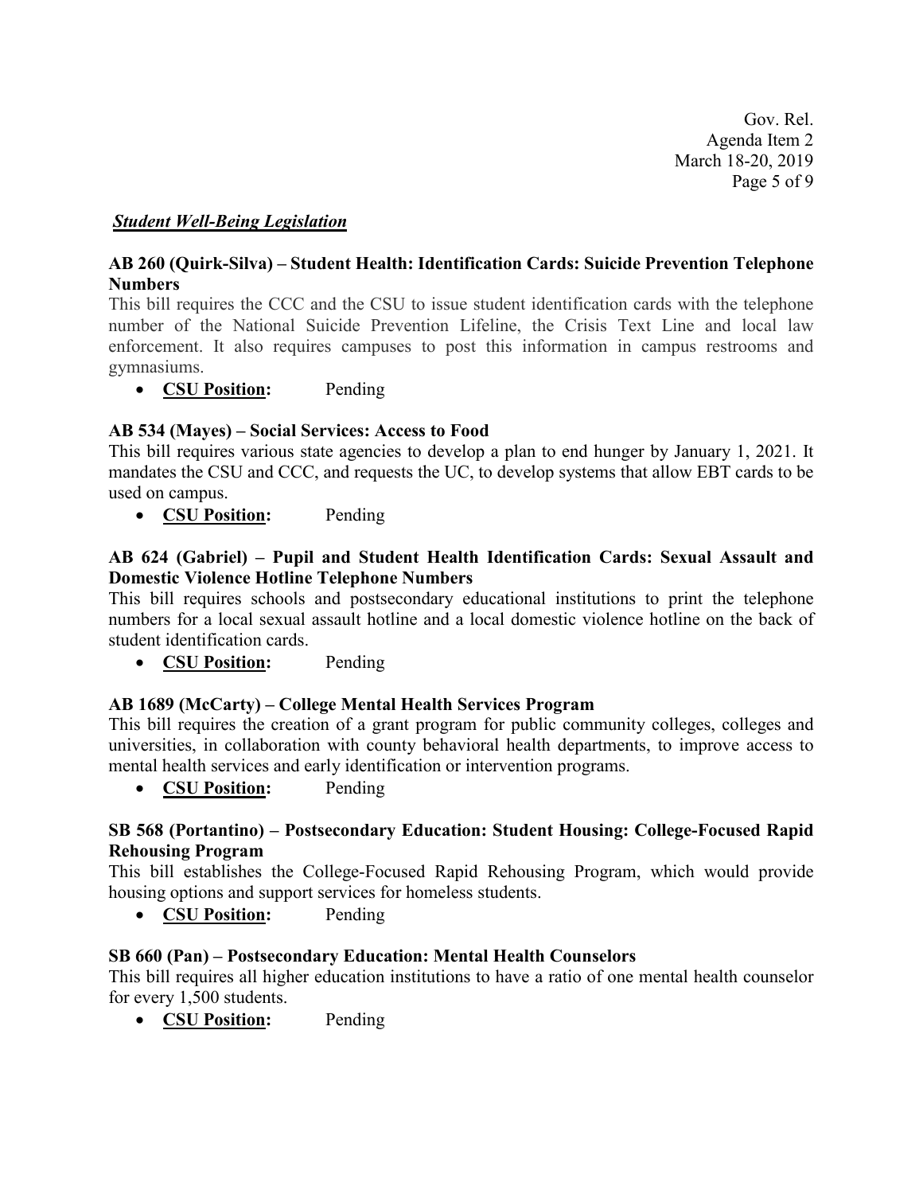## ***Student Well-Being Legislation***

**AB 260 (Quirk-Silva) – Student Health: Identification Cards: Suicide Prevention Telephone Numbers**

This bill requires the CCC and the CSU to issue student identification cards with the telephone number of the National Suicide Prevention Lifeline, the Crisis Text Line and local law enforcement. It also requires campuses to post this information in campus restrooms and gymnasiums.

- **CSU Position:** Pending

**AB 534 (Mayes) – Social Services: Access to Food**

This bill requires various state agencies to develop a plan to end hunger by January 1, 2021. It mandates the CSU and CCC, and requests the UC, to develop systems that allow EBT cards to be used on campus.

- **CSU Position:** Pending

**AB 624 (Gabriel) – Pupil and Student Health Identification Cards: Sexual Assault and Domestic Violence Hotline Telephone Numbers**

This bill requires schools and postsecondary educational institutions to print the telephone numbers for a local sexual assault hotline and a local domestic violence hotline on the back of student identification cards.

- **CSU Position:** Pending

**AB 1689 (McCarty) – College Mental Health Services Program**

This bill requires the creation of a grant program for public community colleges, colleges and universities, in collaboration with county behavioral health departments, to improve access to mental health services and early identification or intervention programs.

- **CSU Position:** Pending

**SB 568 (Portantino) – Postsecondary Education: Student Housing: College-Focused Rapid Rehousing Program**

This bill establishes the College-Focused Rapid Rehousing Program, which would provide housing options and support services for homeless students.

- **CSU Position:** Pending

**SB 660 (Pan) – Postsecondary Education: Mental Health Counselors**

This bill requires all higher education institutions to have a ratio of one mental health counselor for every 1,500 students.

- **CSU Position:** Pending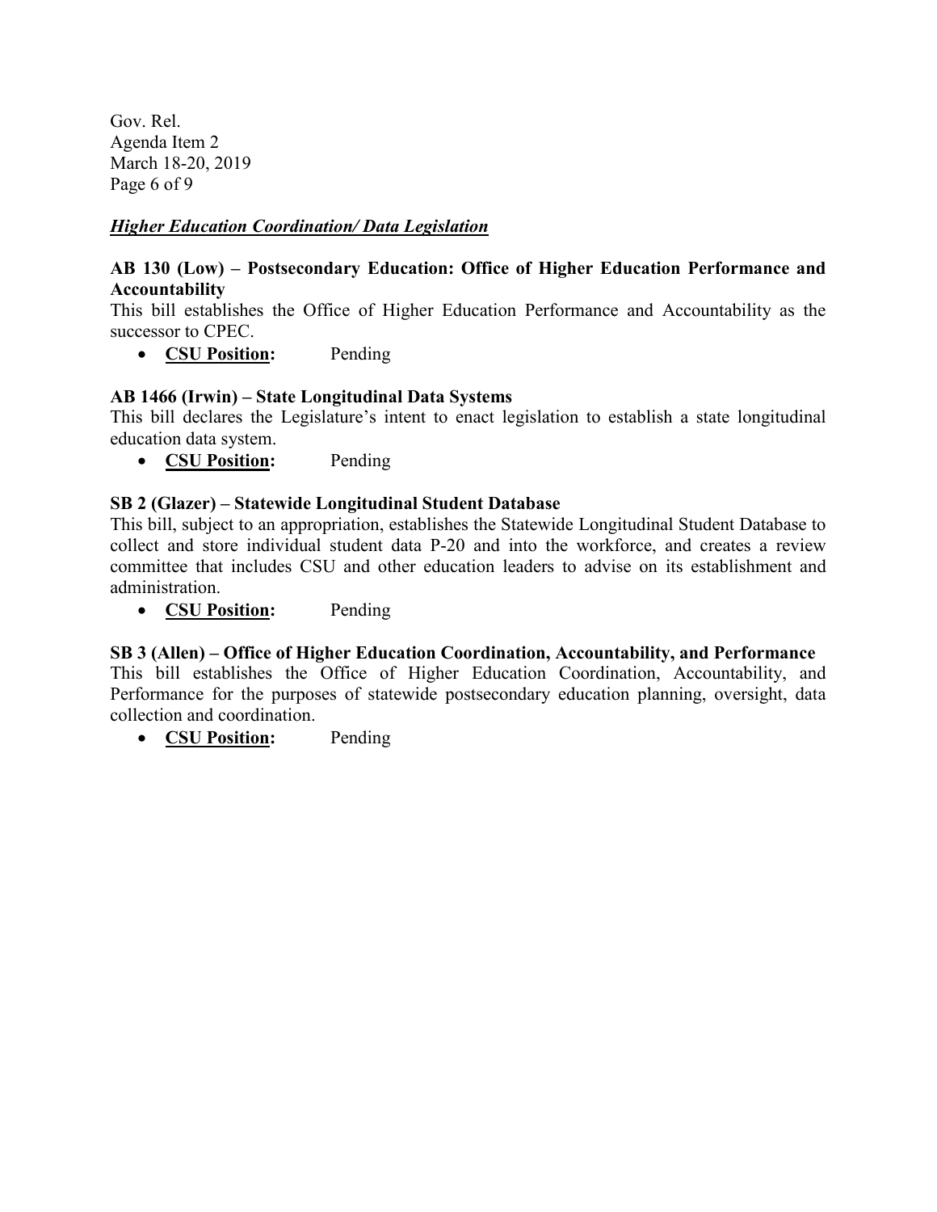***Higher Education Coordination/ Data Legislation***

**AB 130 (Low) – Postsecondary Education: Office of Higher Education Performance and Accountability**

This bill establishes the Office of Higher Education Performance and Accountability as the successor to CPEC.

- **CSU Position:** Pending

**AB 1466 (Irwin) – State Longitudinal Data Systems**

This bill declares the Legislature's intent to enact legislation to establish a state longitudinal education data system.

- **CSU Position:** Pending

**SB 2 (Glazer) – Statewide Longitudinal Student Database**

This bill, subject to an appropriation, establishes the Statewide Longitudinal Student Database to collect and store individual student data P-20 and into the workforce, and creates a review committee that includes CSU and other education leaders to advise on its establishment and administration.

- **CSU Position:** Pending

**SB 3 (Allen) – Office of Higher Education Coordination, Accountability, and Performance**

This bill establishes the Office of Higher Education Coordination, Accountability, and Performance for the purposes of statewide postsecondary education planning, oversight, data collection and coordination.

- **CSU Position:** Pending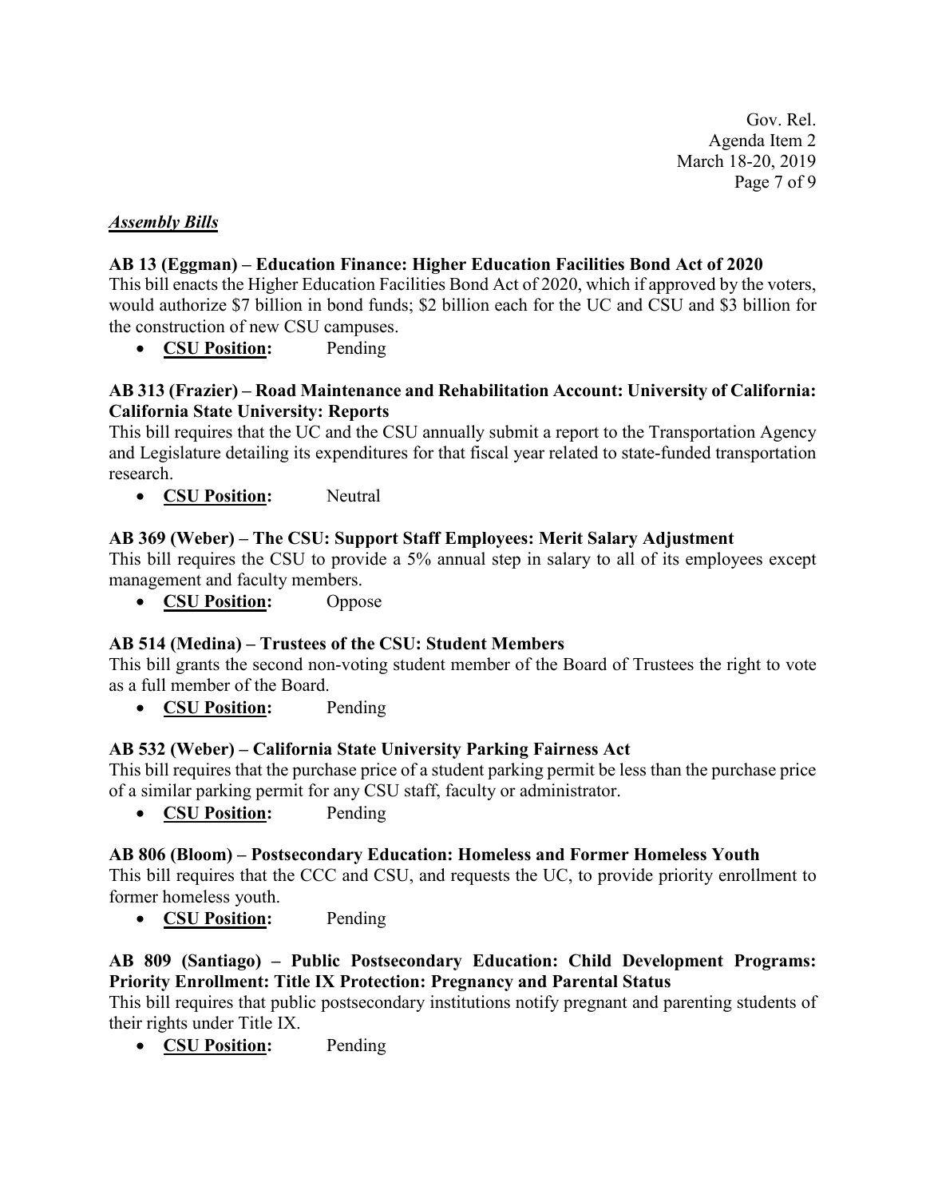## ***Assembly Bills***

**AB 13 (Eggman) – Education Finance: Higher Education Facilities Bond Act of 2020**

This bill enacts the Higher Education Facilities Bond Act of 2020, which if approved by the voters, would authorize $7 billion in bond funds; $2 billion each for the UC and CSU and $3 billion for the construction of new CSU campuses.

- **CSU Position:** Pending

**AB 313 (Frazier) – Road Maintenance and Rehabilitation Account: University of California: California State University: Reports**

This bill requires that the UC and the CSU annually submit a report to the Transportation Agency and Legislature detailing its expenditures for that fiscal year related to state-funded transportation research.

- **CSU Position:** Neutral

**AB 369 (Weber) – The CSU: Support Staff Employees: Merit Salary Adjustment**

This bill requires the CSU to provide a 5% annual step in salary to all of its employees except management and faculty members.

- **CSU Position:** Oppose

**AB 514 (Medina) – Trustees of the CSU: Student Members**

This bill grants the second non-voting student member of the Board of Trustees the right to vote as a full member of the Board.

- **CSU Position:** Pending

**AB 532 (Weber) – California State University Parking Fairness Act**

This bill requires that the purchase price of a student parking permit be less than the purchase price of a similar parking permit for any CSU staff, faculty or administrator.

- **CSU Position:** Pending

**AB 806 (Bloom) – Postsecondary Education: Homeless and Former Homeless Youth**

This bill requires that the CCC and CSU, and requests the UC, to provide priority enrollment to former homeless youth.

- **CSU Position:** Pending

**AB 809 (Santiago) – Public Postsecondary Education: Child Development Programs: Priority Enrollment: Title IX Protection: Pregnancy and Parental Status**

This bill requires that public postsecondary institutions notify pregnant and parenting students of their rights under Title IX.

- **CSU Position:** Pending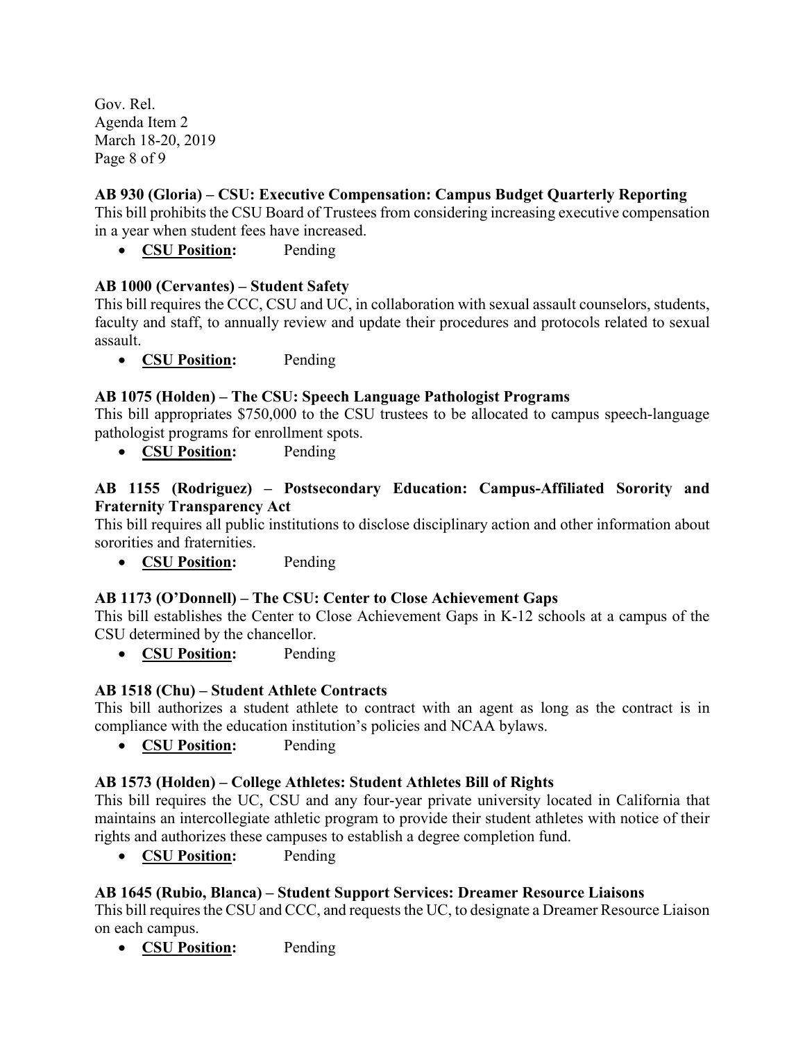**AB 930 (Gloria) – CSU: Executive Compensation: Campus Budget Quarterly Reporting**
This bill prohibits the CSU Board of Trustees from considering increasing executive compensation in a year when student fees have increased.

- **CSU Position:** Pending

**AB 1000 (Cervantes) – Student Safety**
This bill requires the CCC, CSU and UC, in collaboration with sexual assault counselors, students, faculty and staff, to annually review and update their procedures and protocols related to sexual assault.

- **CSU Position:** Pending

**AB 1075 (Holden) – The CSU: Speech Language Pathologist Programs**
This bill appropriates $750,000 to the CSU trustees to be allocated to campus speech-language pathologist programs for enrollment spots.

- **CSU Position:** Pending

**AB 1155 (Rodriguez) – Postsecondary Education: Campus-Affiliated Sorority and Fraternity Transparency Act**
This bill requires all public institutions to disclose disciplinary action and other information about sororities and fraternities.

- **CSU Position:** Pending

**AB 1173 (O'Donnell) – The CSU: Center to Close Achievement Gaps**
This bill establishes the Center to Close Achievement Gaps in K-12 schools at a campus of the CSU determined by the chancellor.

- **CSU Position:** Pending

**AB 1518 (Chu) – Student Athlete Contracts**
This bill authorizes a student athlete to contract with an agent as long as the contract is in compliance with the education institution's policies and NCAA bylaws.

- **CSU Position:** Pending

**AB 1573 (Holden) – College Athletes: Student Athletes Bill of Rights**
This bill requires the UC, CSU and any four-year private university located in California that maintains an intercollegiate athletic program to provide their student athletes with notice of their rights and authorizes these campuses to establish a degree completion fund.

- **CSU Position:** Pending

**AB 1645 (Rubio, Blanca) – Student Support Services: Dreamer Resource Liaisons**
This bill requires the CSU and CCC, and requests the UC, to designate a Dreamer Resource Liaison on each campus.

- **CSU Position:** Pending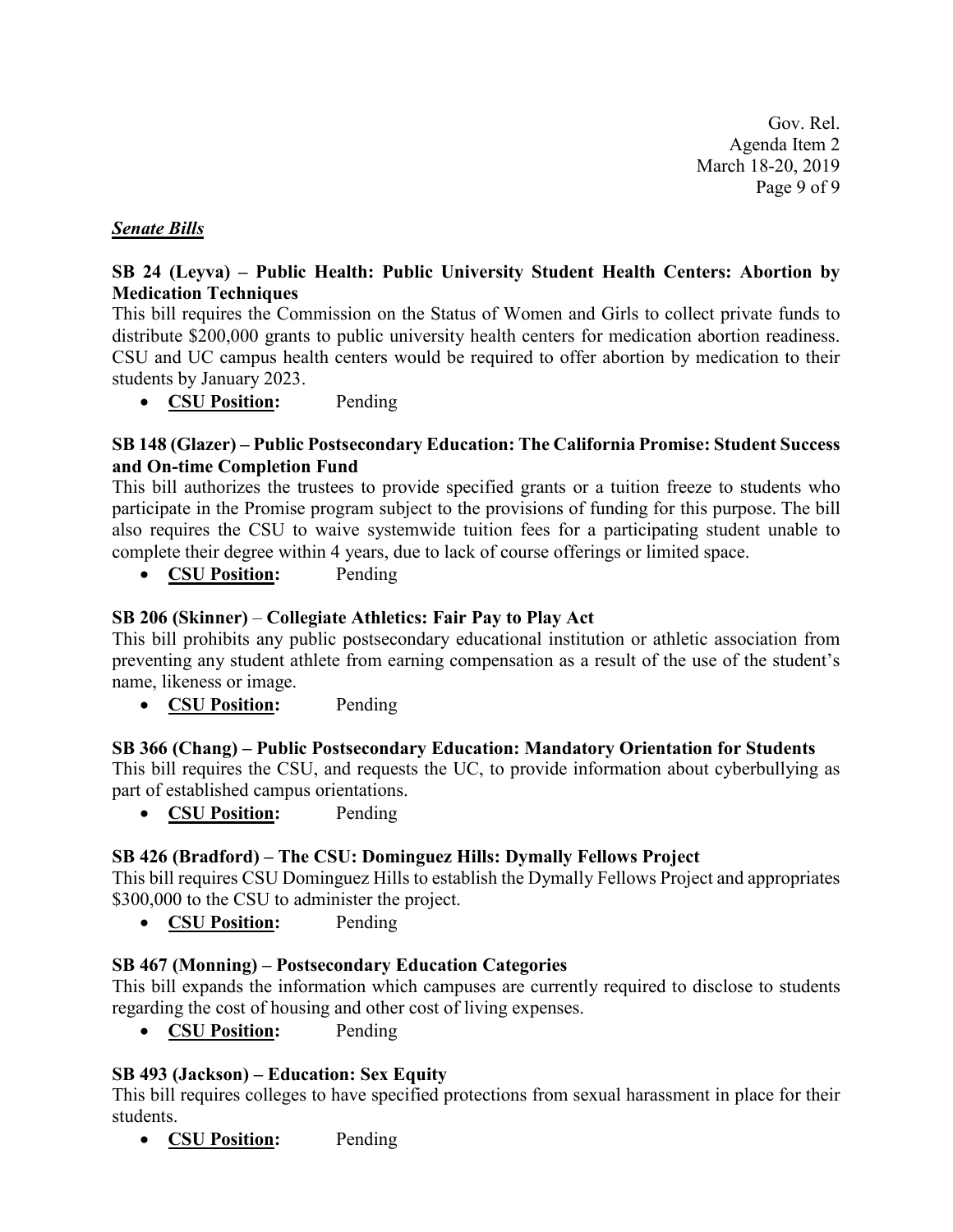***Senate Bills***

**SB 24 (Leyva) – Public Health: Public University Student Health Centers: Abortion by Medication Techniques**

This bill requires the Commission on the Status of Women and Girls to collect private funds to distribute $200,000 grants to public university health centers for medication abortion readiness. CSU and UC campus health centers would be required to offer abortion by medication to their students by January 2023.

- **CSU Position:** Pending

**SB 148 (Glazer) – Public Postsecondary Education: The California Promise: Student Success and On-time Completion Fund**

This bill authorizes the trustees to provide specified grants or a tuition freeze to students who participate in the Promise program subject to the provisions of funding for this purpose. The bill also requires the CSU to waive systemwide tuition fees for a participating student unable to complete their degree within 4 years, due to lack of course offerings or limited space.

- **CSU Position:** Pending

**SB 206 (Skinner) – Collegiate Athletics: Fair Pay to Play Act**

This bill prohibits any public postsecondary educational institution or athletic association from preventing any student athlete from earning compensation as a result of the use of the student's name, likeness or image.

- **CSU Position:** Pending

**SB 366 (Chang) – Public Postsecondary Education: Mandatory Orientation for Students**

This bill requires the CSU, and requests the UC, to provide information about cyberbullying as part of established campus orientations.

- **CSU Position:** Pending

**SB 426 (Bradford) – The CSU: Dominguez Hills: Dymally Fellows Project**

This bill requires CSU Dominguez Hills to establish the Dymally Fellows Project and appropriates $300,000 to the CSU to administer the project.

- **CSU Position:** Pending

**SB 467 (Monning) – Postsecondary Education Categories**

This bill expands the information which campuses are currently required to disclose to students regarding the cost of housing and other cost of living expenses.

- **CSU Position:** Pending

**SB 493 (Jackson) – Education: Sex Equity**

This bill requires colleges to have specified protections from sexual harassment in place for their students.

- **CSU Position:** Pending